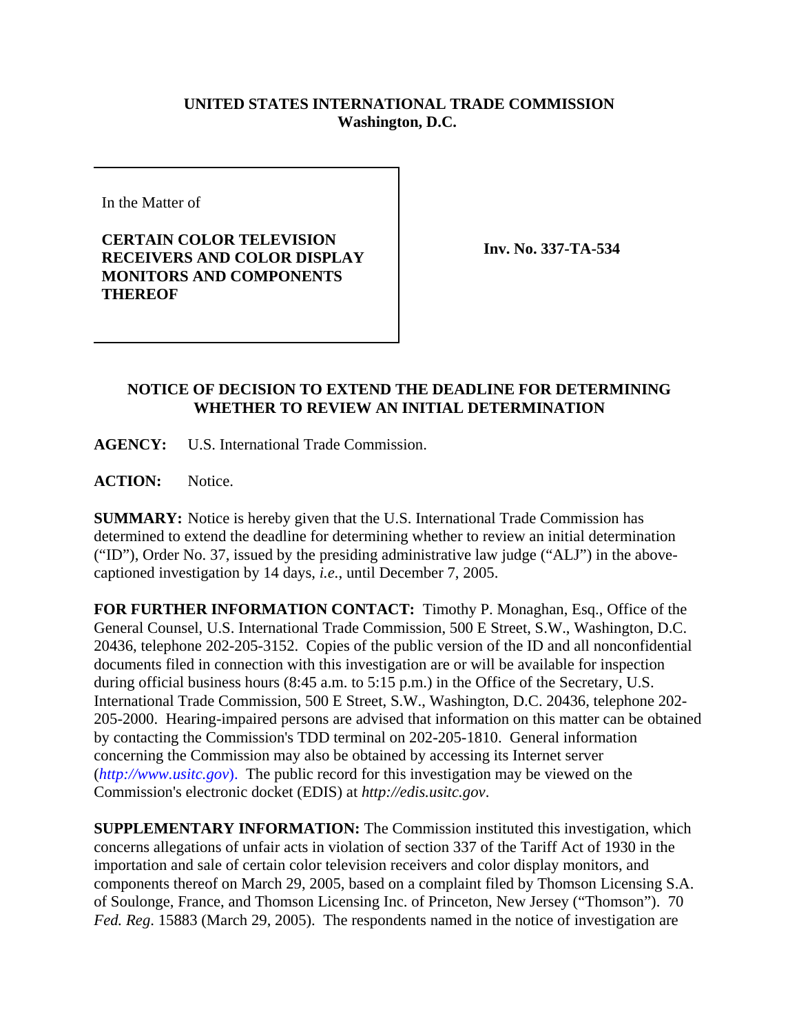**UNITED STATES INTERNATIONAL TRADE COMMISSION**
**Washington, D.C.**

| In the Matter of **CERTAIN COLOR TELEVISION RECEIVERS AND COLOR DISPLAY MONITORS AND COMPONENTS THEREOF** | **Inv. No. 337-TA-534** |
|---|---|

## NOTICE OF DECISION TO EXTEND THE DEADLINE FOR DETERMINING WHETHER TO REVIEW AN INITIAL DETERMINATION

**AGENCY:** U.S. International Trade Commission.

**ACTION:** Notice.

**SUMMARY:** Notice is hereby given that the U.S. International Trade Commission has determined to extend the deadline for determining whether to review an initial determination ("ID"), Order No. 37, issued by the presiding administrative law judge ("ALJ") in the above-captioned investigation by 14 days, *i.e.*, until December 7, 2005.

**FOR FURTHER INFORMATION CONTACT:** Timothy P. Monaghan, Esq., Office of the General Counsel, U.S. International Trade Commission, 500 E Street, S.W., Washington, D.C. 20436, telephone 202-205-3152. Copies of the public version of the ID and all nonconfidential documents filed in connection with this investigation are or will be available for inspection during official business hours (8:45 a.m. to 5:15 p.m.) in the Office of the Secretary, U.S. International Trade Commission, 500 E Street, S.W., Washington, D.C. 20436, telephone 202-205-2000. Hearing-impaired persons are advised that information on this matter can be obtained by contacting the Commission's TDD terminal on 202-205-1810. General information concerning the Commission may also be obtained by accessing its Internet server (*http://www.usitc.gov*). The public record for this investigation may be viewed on the Commission's electronic docket (EDIS) at *http://edis.usitc.gov*.

**SUPPLEMENTARY INFORMATION:** The Commission instituted this investigation, which concerns allegations of unfair acts in violation of section 337 of the Tariff Act of 1930 in the importation and sale of certain color television receivers and color display monitors, and components thereof on March 29, 2005, based on a complaint filed by Thomson Licensing S.A. of Soulonge, France, and Thomson Licensing Inc. of Princeton, New Jersey ("Thomson"). 70 *Fed. Reg*. 15883 (March 29, 2005). The respondents named in the notice of investigation are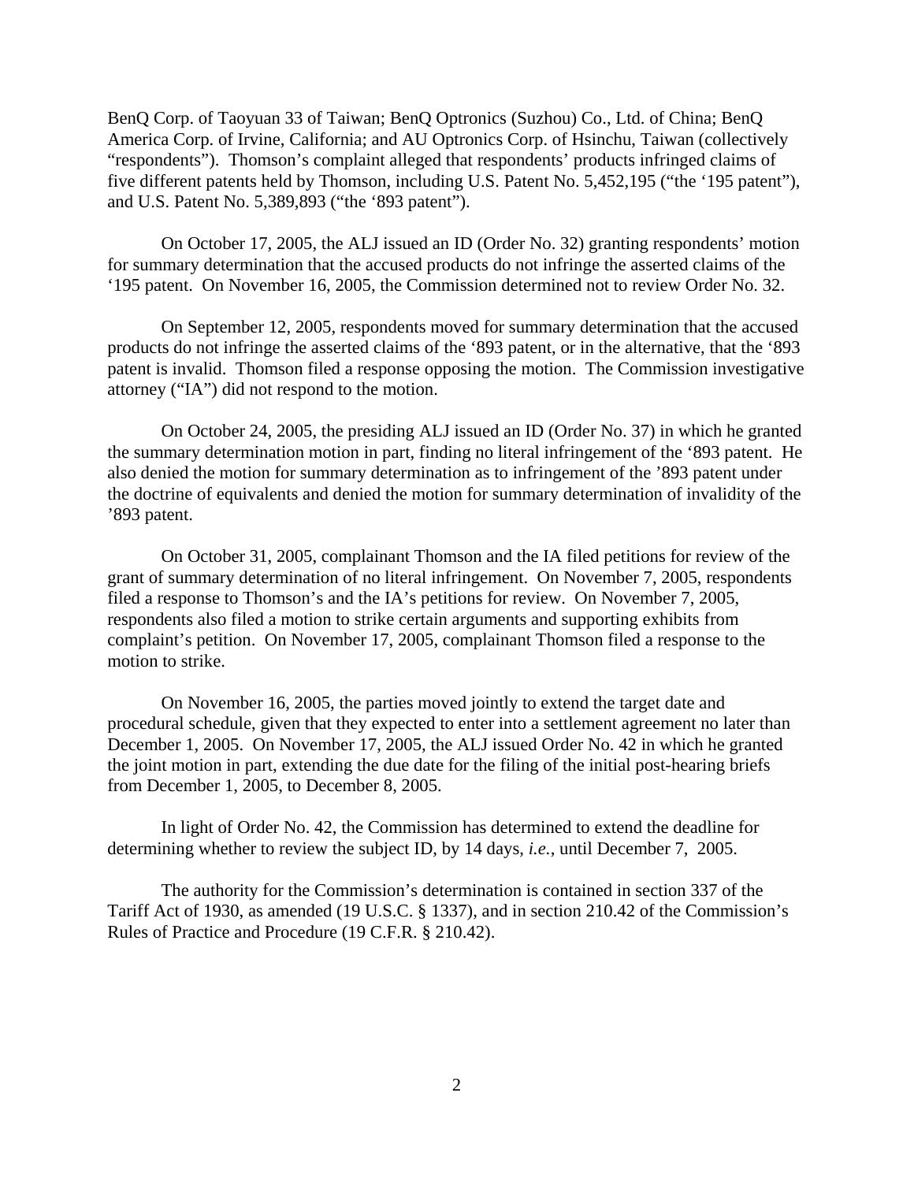BenQ Corp. of Taoyuan 33 of Taiwan; BenQ Optronics (Suzhou) Co., Ltd. of China; BenQ America Corp. of Irvine, California; and AU Optronics Corp. of Hsinchu, Taiwan (collectively "respondents"). Thomson's complaint alleged that respondents' products infringed claims of five different patents held by Thomson, including U.S. Patent No. 5,452,195 ("the '195 patent"), and U.S. Patent No. 5,389,893 ("the '893 patent").

On October 17, 2005, the ALJ issued an ID (Order No. 32) granting respondents' motion for summary determination that the accused products do not infringe the asserted claims of the '195 patent. On November 16, 2005, the Commission determined not to review Order No. 32.

On September 12, 2005, respondents moved for summary determination that the accused products do not infringe the asserted claims of the '893 patent, or in the alternative, that the '893 patent is invalid. Thomson filed a response opposing the motion. The Commission investigative attorney ("IA") did not respond to the motion.

On October 24, 2005, the presiding ALJ issued an ID (Order No. 37) in which he granted the summary determination motion in part, finding no literal infringement of the '893 patent. He also denied the motion for summary determination as to infringement of the '893 patent under the doctrine of equivalents and denied the motion for summary determination of invalidity of the '893 patent.

On October 31, 2005, complainant Thomson and the IA filed petitions for review of the grant of summary determination of no literal infringement. On November 7, 2005, respondents filed a response to Thomson's and the IA's petitions for review. On November 7, 2005, respondents also filed a motion to strike certain arguments and supporting exhibits from complaint's petition. On November 17, 2005, complainant Thomson filed a response to the motion to strike.

On November 16, 2005, the parties moved jointly to extend the target date and procedural schedule, given that they expected to enter into a settlement agreement no later than December 1, 2005. On November 17, 2005, the ALJ issued Order No. 42 in which he granted the joint motion in part, extending the due date for the filing of the initial post-hearing briefs from December 1, 2005, to December 8, 2005.

In light of Order No. 42, the Commission has determined to extend the deadline for determining whether to review the subject ID, by 14 days, *i.e.*, until December 7, 2005.

The authority for the Commission's determination is contained in section 337 of the Tariff Act of 1930, as amended (19 U.S.C. § 1337), and in section 210.42 of the Commission's Rules of Practice and Procedure (19 C.F.R. § 210.42).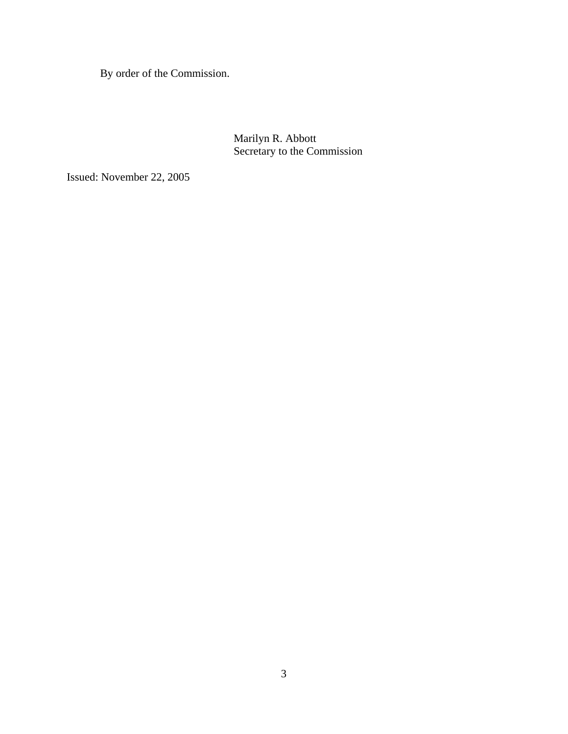By order of the Commission.

Marilyn R. Abbott
Secretary to the Commission

Issued: November 22, 2005